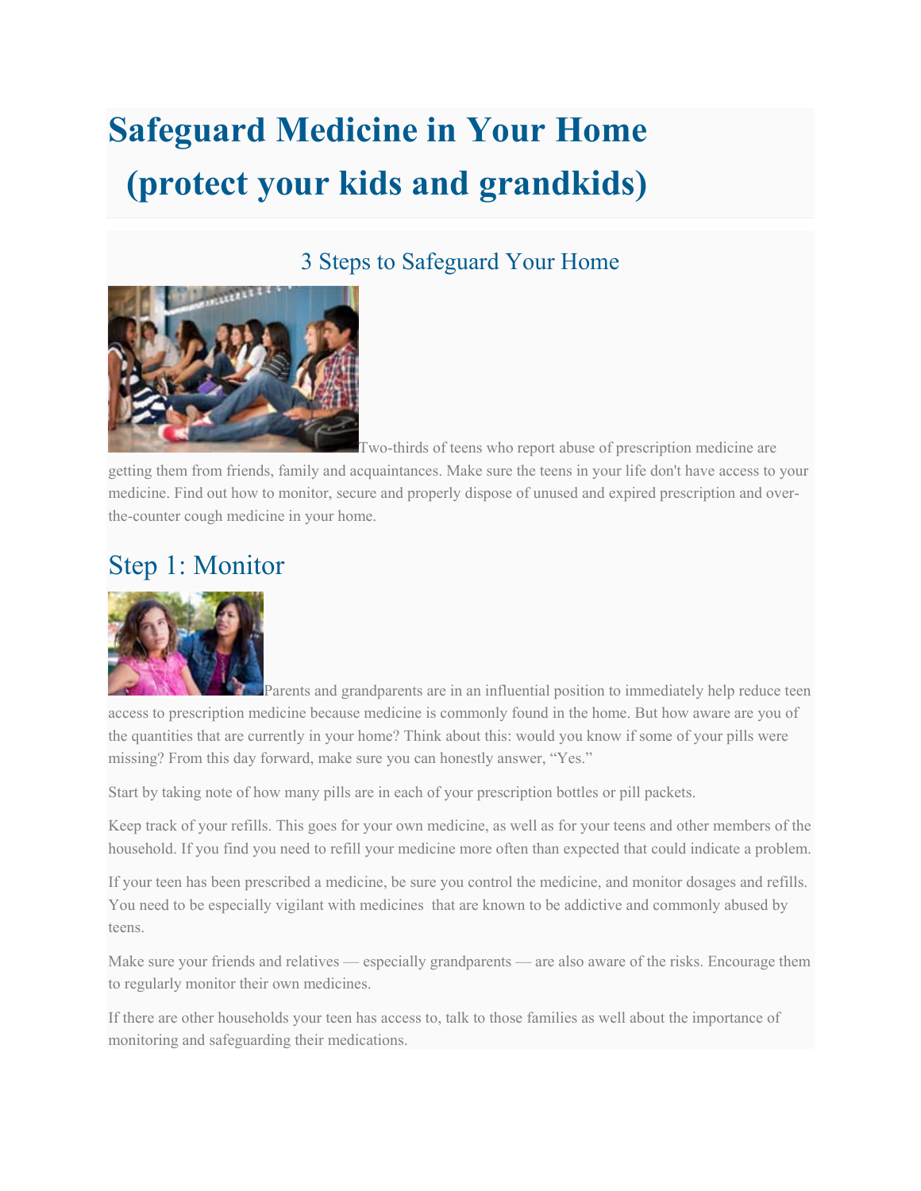# Safeguard Medicine in Your Home (protect your kids and grandkids)

## 3 Steps to Safeguard Your Home

Two-thirds of teens who report abuse of prescription medicine are getting them from friends, family and acquaintances. Make sure the teens in your life don't have access to your medicine. Find out how to monitor, secure and properly dispose of unused and expired prescription and over-the-counter cough medicine in your home.

## Step 1: Monitor

Parents and grandparents are in an influential position to immediately help reduce teen access to prescription medicine because medicine is commonly found in the home. But how aware are you of the quantities that are currently in your home? Think about this: would you know if some of your pills were missing? From this day forward, make sure you can honestly answer, "Yes."

Start by taking note of how many pills are in each of your prescription bottles or pill packets.

Keep track of your refills. This goes for your own medicine, as well as for your teens and other members of the household. If you find you need to refill your medicine more often than expected that could indicate a problem.

If your teen has been prescribed a medicine, be sure you control the medicine, and monitor dosages and refills. You need to be especially vigilant with medicines that are known to be addictive and commonly abused by teens.

Make sure your friends and relatives — especially grandparents — are also aware of the risks. Encourage them to regularly monitor their own medicines.

If there are other households your teen has access to, talk to those families as well about the importance of monitoring and safeguarding their medications.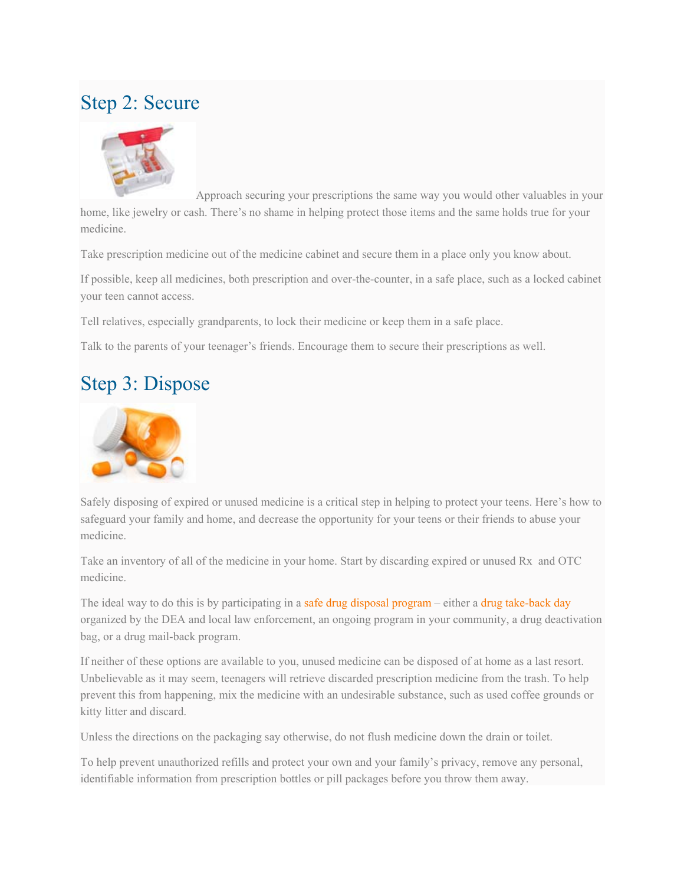## Step 2: Secure

Approach securing your prescriptions the same way you would other valuables in your home, like jewelry or cash. There's no shame in helping protect those items and the same holds true for your medicine.

Take prescription medicine out of the medicine cabinet and secure them in a place only you know about.

If possible, keep all medicines, both prescription and over-the-counter, in a safe place, such as a locked cabinet your teen cannot access.

Tell relatives, especially grandparents, to lock their medicine or keep them in a safe place.

Talk to the parents of your teenager's friends. Encourage them to secure their prescriptions as well.

## Step 3: Dispose

Safely disposing of expired or unused medicine is a critical step in helping to protect your teens. Here's how to safeguard your family and home, and decrease the opportunity for your teens or their friends to abuse your medicine.

Take an inventory of all of the medicine in your home. Start by discarding expired or unused Rx and OTC medicine.

The ideal way to do this is by participating in a safe drug disposal program – either a drug take-back day organized by the DEA and local law enforcement, an ongoing program in your community, a drug deactivation bag, or a drug mail-back program.

If neither of these options are available to you, unused medicine can be disposed of at home as a last resort. Unbelievable as it may seem, teenagers will retrieve discarded prescription medicine from the trash. To help prevent this from happening, mix the medicine with an undesirable substance, such as used coffee grounds or kitty litter and discard.

Unless the directions on the packaging say otherwise, do not flush medicine down the drain or toilet.

To help prevent unauthorized refills and protect your own and your family's privacy, remove any personal, identifiable information from prescription bottles or pill packages before you throw them away.